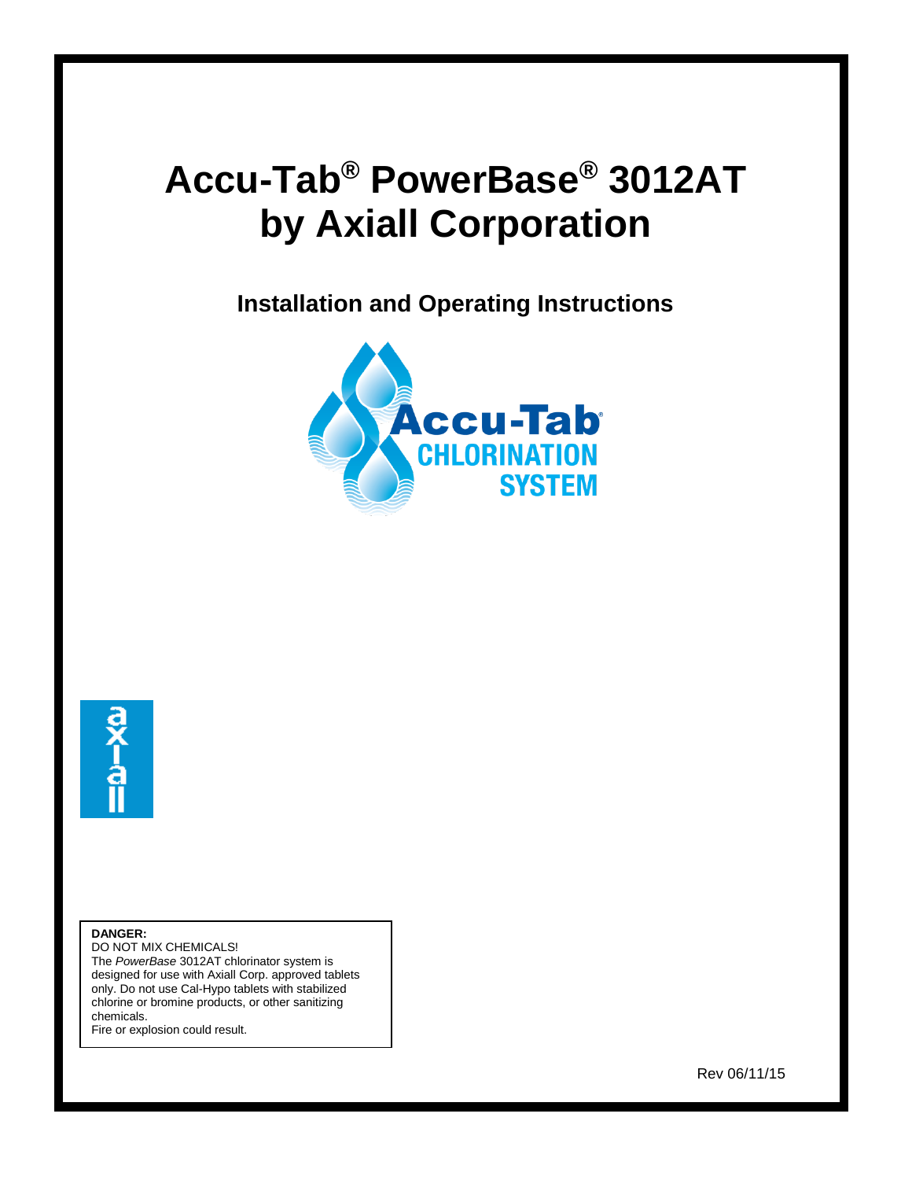# Accu-Tab® PowerBase® 3012AT by Axiall Corporation

## Installation and Operating Instructions

Accu-Tab®
CHLORINATION
SYSTEM

axiall

**DANGER:**
DO NOT MIX CHEMICALS!
The *PowerBase* 3012AT chlorinator system is designed for use with Axiall Corp. approved tablets only. Do not use Cal-Hypo tablets with stabilized chlorine or bromine products, or other sanitizing chemicals.
Fire or explosion could result.

Rev 06/11/15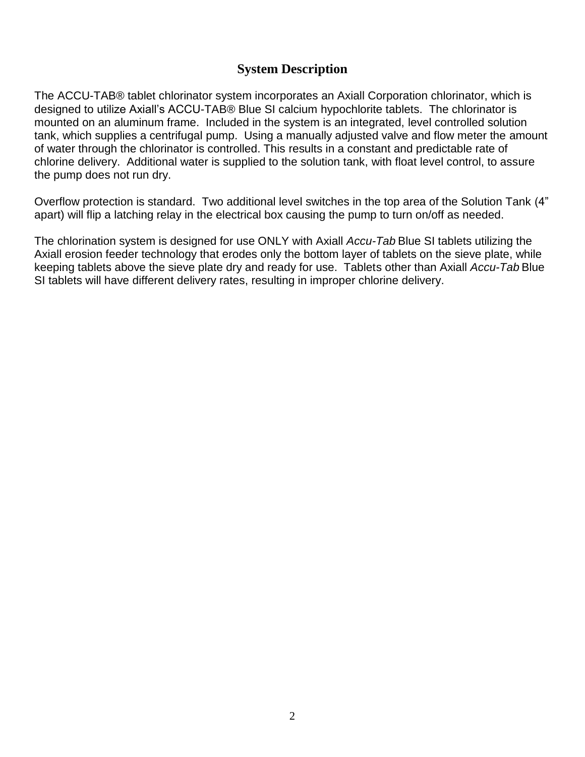## System Description

The ACCU-TAB® tablet chlorinator system incorporates an Axiall Corporation chlorinator, which is designed to utilize Axiall's ACCU-TAB® Blue SI calcium hypochlorite tablets. The chlorinator is mounted on an aluminum frame. Included in the system is an integrated, level controlled solution tank, which supplies a centrifugal pump. Using a manually adjusted valve and flow meter the amount of water through the chlorinator is controlled. This results in a constant and predictable rate of chlorine delivery. Additional water is supplied to the solution tank, with float level control, to assure the pump does not run dry.

Overflow protection is standard. Two additional level switches in the top area of the Solution Tank (4" apart) will flip a latching relay in the electrical box causing the pump to turn on/off as needed.

The chlorination system is designed for use ONLY with Axiall *Accu-Tab* Blue SI tablets utilizing the Axiall erosion feeder technology that erodes only the bottom layer of tablets on the sieve plate, while keeping tablets above the sieve plate dry and ready for use. Tablets other than Axiall *Accu-Tab* Blue SI tablets will have different delivery rates, resulting in improper chlorine delivery.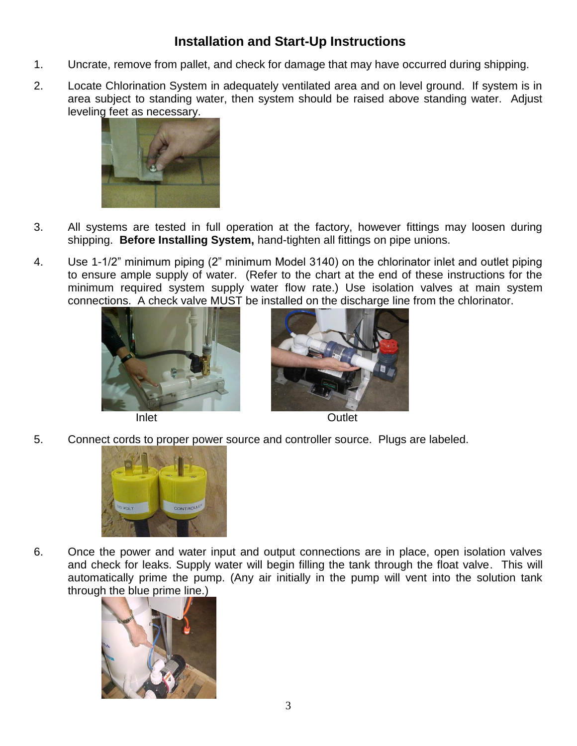## Installation and Start-Up Instructions

1. Uncrate, remove from pallet, and check for damage that may have occurred during shipping.

2. Locate Chlorination System in adequately ventilated area and on level ground. If system is in area subject to standing water, then system should be raised above standing water. Adjust leveling feet as necessary.

3. All systems are tested in full operation at the factory, however fittings may loosen during shipping. **Before Installing System,** hand-tighten all fittings on pipe unions.

4. Use 1-1/2” minimum piping (2” minimum Model 3140) on the chlorinator inlet and outlet piping to ensure ample supply of water. (Refer to the chart at the end of these instructions for the minimum required system supply water flow rate.) Use isolation valves at main system connections. A check valve MUST be installed on the discharge line from the chlorinator.

Inlet

Outlet

5. Connect cords to proper power source and controller source. Plugs are labeled.

6. Once the power and water input and output connections are in place, open isolation valves and check for leaks. Supply water will begin filling the tank through the float valve. This will automatically prime the pump. (Any air initially in the pump will vent into the solution tank through the blue prime line.)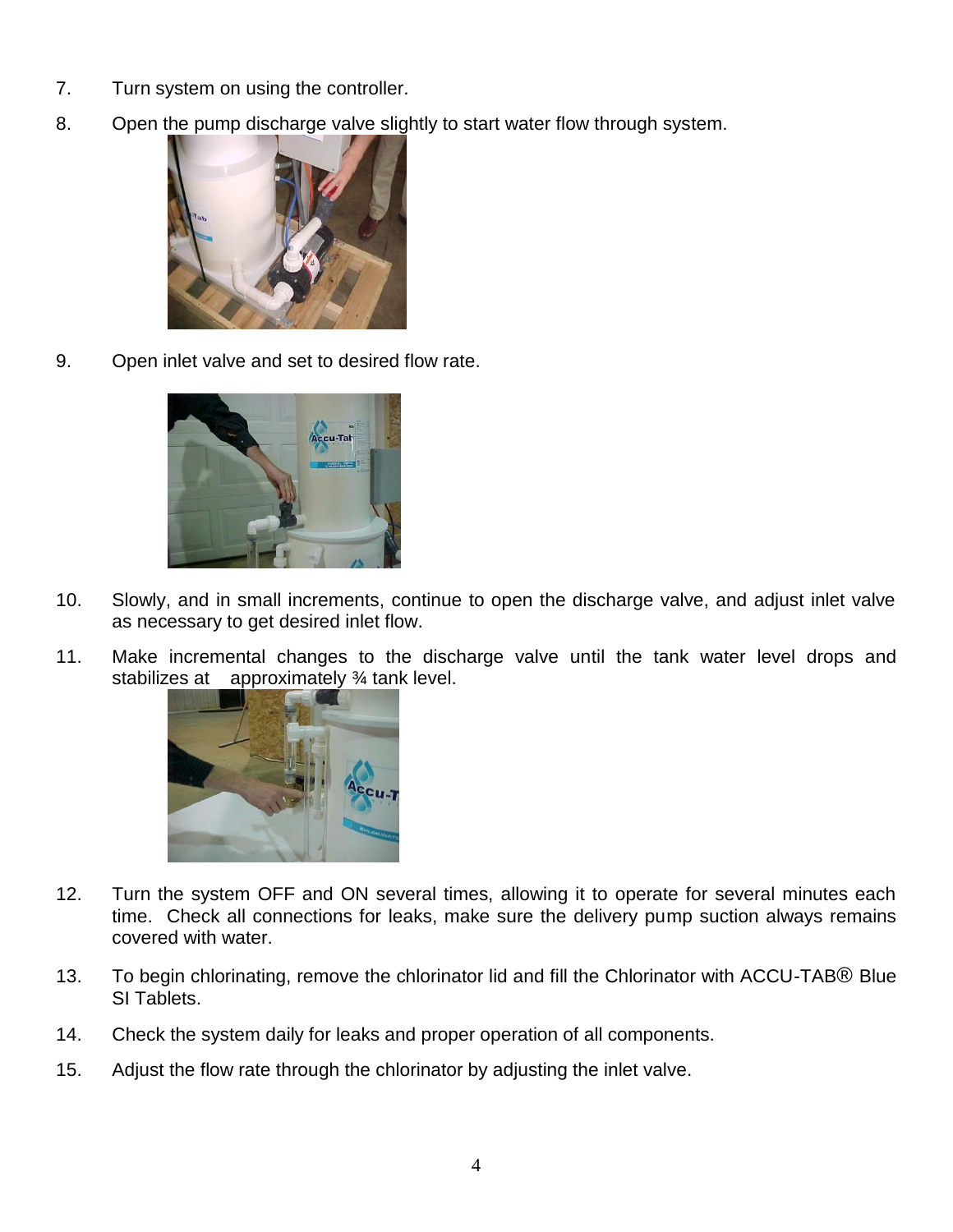7. Turn system on using the controller.

8. Open the pump discharge valve slightly to start water flow through system.

9. Open inlet valve and set to desired flow rate.

10. Slowly, and in small increments, continue to open the discharge valve, and adjust inlet valve as necessary to get desired inlet flow.

11. Make incremental changes to the discharge valve until the tank water level drops and stabilizes at approximately ¾ tank level.

12. Turn the system OFF and ON several times, allowing it to operate for several minutes each time. Check all connections for leaks, make sure the delivery pump suction always remains covered with water.

13. To begin chlorinating, remove the chlorinator lid and fill the Chlorinator with ACCU-TAB® Blue SI Tablets.

14. Check the system daily for leaks and proper operation of all components.

15. Adjust the flow rate through the chlorinator by adjusting the inlet valve.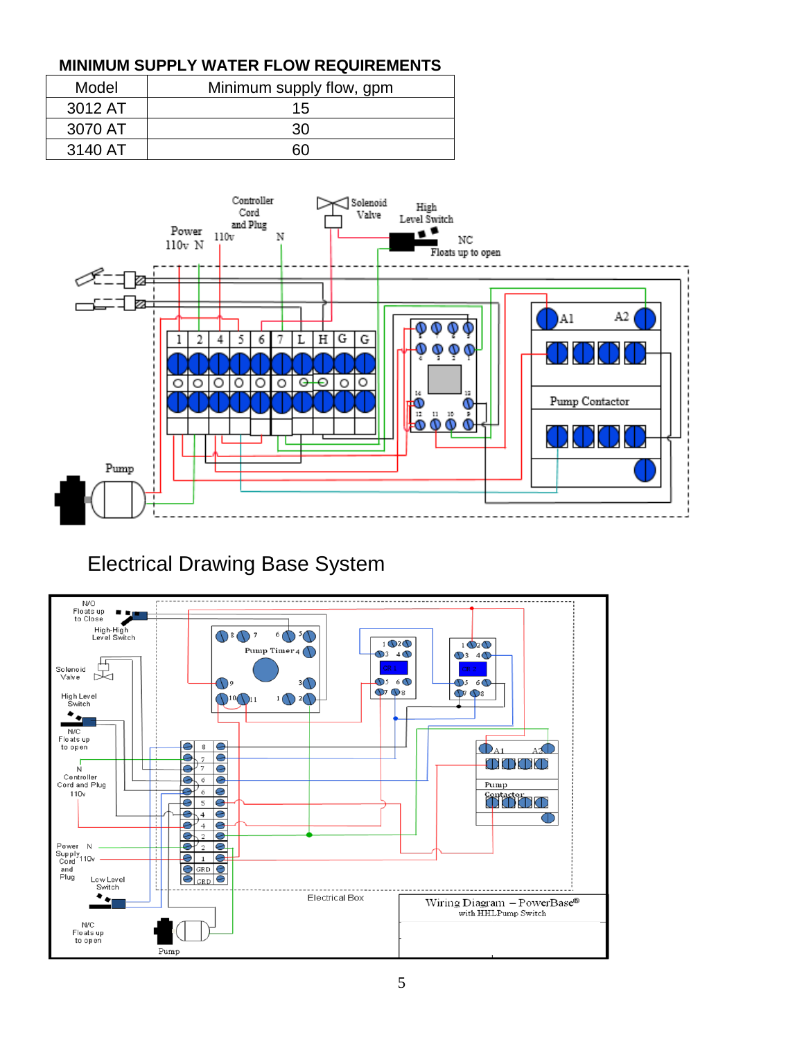**MINIMUM SUPPLY WATER FLOW REQUIREMENTS**

| Model | Minimum supply flow, gpm |
|---|---|
| 3012 AT | 15 |
| 3070 AT | 30 |
| 3140 AT | 60 |

Electrical Drawing Base System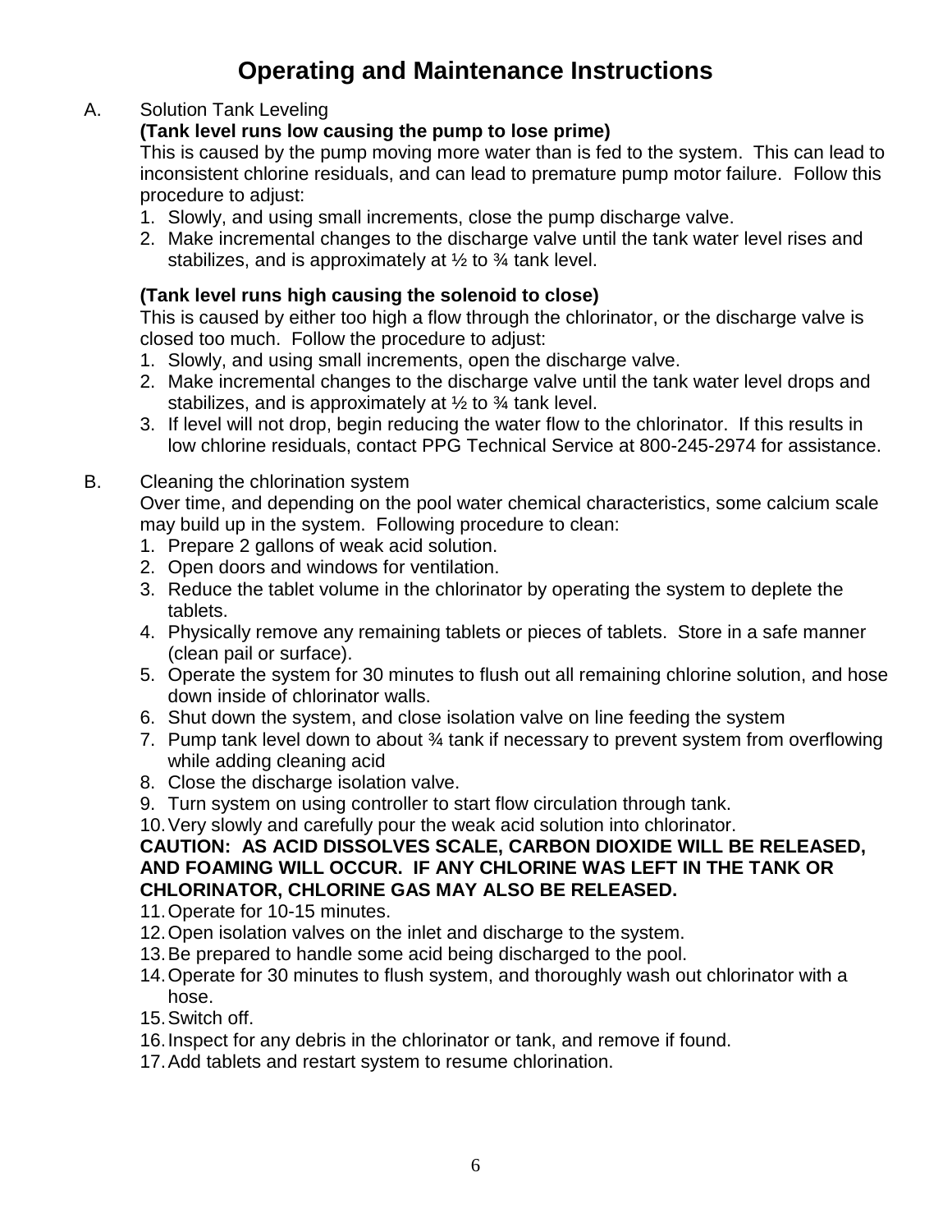# Operating and Maintenance Instructions

A. Solution Tank Leveling

**(Tank level runs low causing the pump to lose prime)**

This is caused by the pump moving more water than is fed to the system. This can lead to inconsistent chlorine residuals, and can lead to premature pump motor failure. Follow this procedure to adjust:

1. Slowly, and using small increments, close the pump discharge valve.
2. Make incremental changes to the discharge valve until the tank water level rises and stabilizes, and is approximately at ½ to ¾ tank level.

**(Tank level runs high causing the solenoid to close)**

This is caused by either too high a flow through the chlorinator, or the discharge valve is closed too much. Follow the procedure to adjust:

1. Slowly, and using small increments, open the discharge valve.
2. Make incremental changes to the discharge valve until the tank water level drops and stabilizes, and is approximately at ½ to ¾ tank level.
3. If level will not drop, begin reducing the water flow to the chlorinator. If this results in low chlorine residuals, contact PPG Technical Service at 800-245-2974 for assistance.

B. Cleaning the chlorination system

Over time, and depending on the pool water chemical characteristics, some calcium scale may build up in the system. Following procedure to clean:

1. Prepare 2 gallons of weak acid solution.
2. Open doors and windows for ventilation.
3. Reduce the tablet volume in the chlorinator by operating the system to deplete the tablets.
4. Physically remove any remaining tablets or pieces of tablets. Store in a safe manner (clean pail or surface).
5. Operate the system for 30 minutes to flush out all remaining chlorine solution, and hose down inside of chlorinator walls.
6. Shut down the system, and close isolation valve on line feeding the system
7. Pump tank level down to about ¾ tank if necessary to prevent system from overflowing while adding cleaning acid
8. Close the discharge isolation valve.
9. Turn system on using controller to start flow circulation through tank.
10. Very slowly and carefully pour the weak acid solution into chlorinator.

**CAUTION: AS ACID DISSOLVES SCALE, CARBON DIOXIDE WILL BE RELEASED, AND FOAMING WILL OCCUR. IF ANY CHLORINE WAS LEFT IN THE TANK OR CHLORINATOR, CHLORINE GAS MAY ALSO BE RELEASED.**

11. Operate for 10-15 minutes.
12. Open isolation valves on the inlet and discharge to the system.
13. Be prepared to handle some acid being discharged to the pool.
14. Operate for 30 minutes to flush system, and thoroughly wash out chlorinator with a hose.
15. Switch off.
16. Inspect for any debris in the chlorinator or tank, and remove if found.
17. Add tablets and restart system to resume chlorination.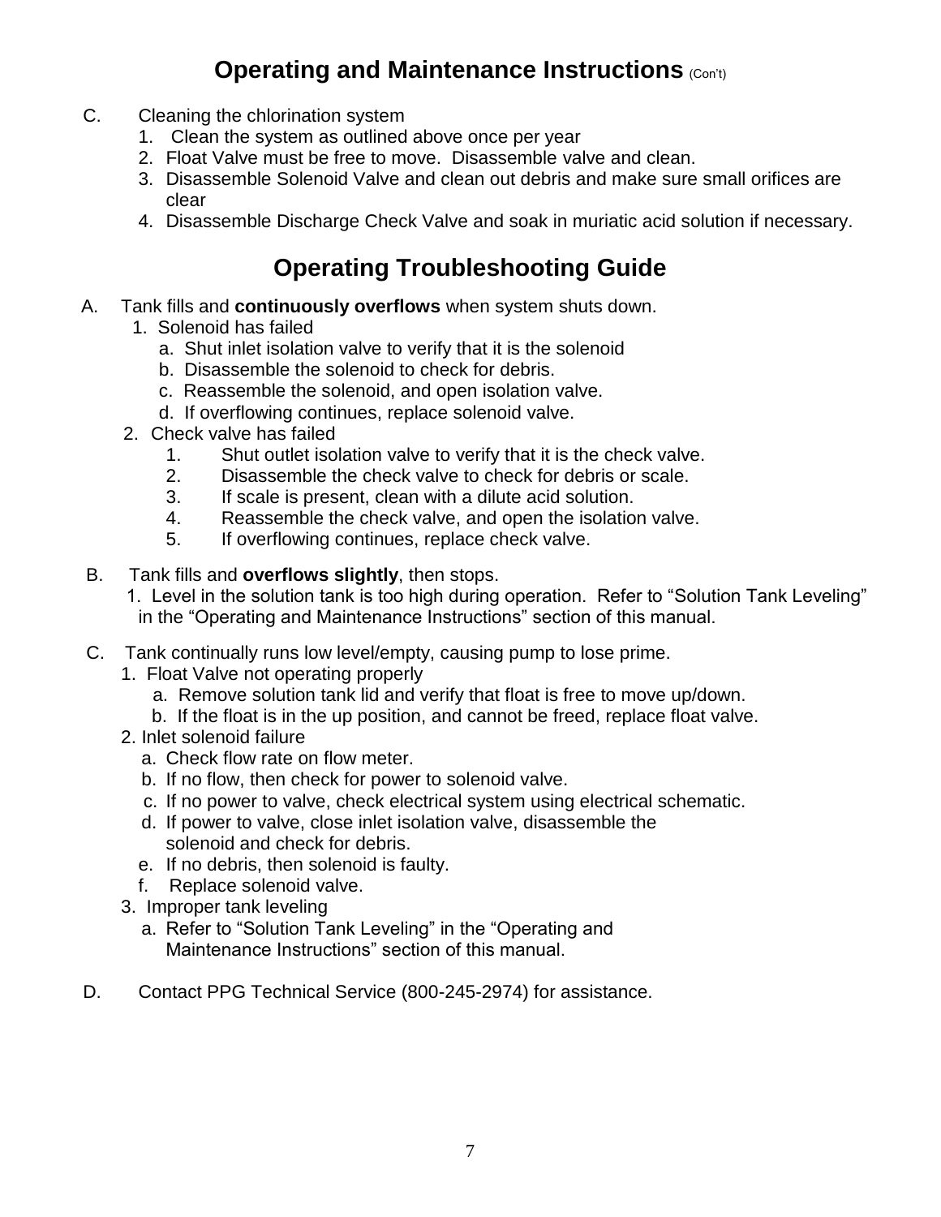# Operating and Maintenance Instructions (Con't)

C. Cleaning the chlorination system
   1. Clean the system as outlined above once per year
   2. Float Valve must be free to move. Disassemble valve and clean.
   3. Disassemble Solenoid Valve and clean out debris and make sure small orifices are clear
   4. Disassemble Discharge Check Valve and soak in muriatic acid solution if necessary.

# Operating Troubleshooting Guide

A. Tank fills and **continuously overflows** when system shuts down.
   1. Solenoid has failed
      a. Shut inlet isolation valve to verify that it is the solenoid
      b. Disassemble the solenoid to check for debris.
      c. Reassemble the solenoid, and open isolation valve.
      d. If overflowing continues, replace solenoid valve.
   2. Check valve has failed
      1. Shut outlet isolation valve to verify that it is the check valve.
      2. Disassemble the check valve to check for debris or scale.
      3. If scale is present, clean with a dilute acid solution.
      4. Reassemble the check valve, and open the isolation valve.
      5. If overflowing continues, replace check valve.

B. Tank fills and **overflows slightly**, then stops.
   1. Level in the solution tank is too high during operation. Refer to "Solution Tank Leveling" in the "Operating and Maintenance Instructions" section of this manual.

C. Tank continually runs low level/empty, causing pump to lose prime.
   1. Float Valve not operating properly
      a. Remove solution tank lid and verify that float is free to move up/down.
      b. If the float is in the up position, and cannot be freed, replace float valve.
   2. Inlet solenoid failure
      a. Check flow rate on flow meter.
      b. If no flow, then check for power to solenoid valve.
      c. If no power to valve, check electrical system using electrical schematic.
      d. If power to valve, close inlet isolation valve, disassemble the solenoid and check for debris.
      e. If no debris, then solenoid is faulty.
      f. Replace solenoid valve.
   3. Improper tank leveling
      a. Refer to "Solution Tank Leveling" in the "Operating and Maintenance Instructions" section of this manual.

D. Contact PPG Technical Service (800-245-2974) for assistance.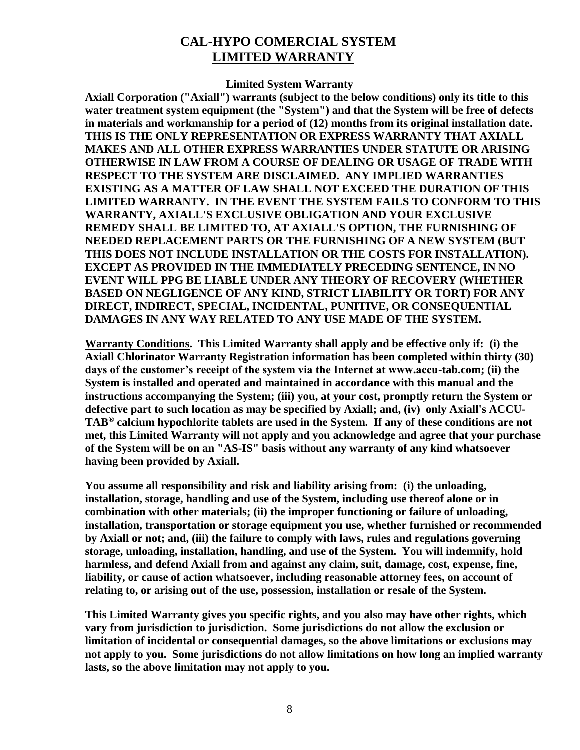# CAL-HYPO COMERCIAL SYSTEM
## LIMITED WARRANTY

### Limited System Warranty

**Axiall Corporation ("Axiall") warrants (subject to the below conditions) only its title to this water treatment system equipment (the "System") and that the System will be free of defects in materials and workmanship for a period of (12) months from its original installation date. THIS IS THE ONLY REPRESENTATION OR EXPRESS WARRANTY THAT AXIALL MAKES AND ALL OTHER EXPRESS WARRANTIES UNDER STATUTE OR ARISING OTHERWISE IN LAW FROM A COURSE OF DEALING OR USAGE OF TRADE WITH RESPECT TO THE SYSTEM ARE DISCLAIMED. ANY IMPLIED WARRANTIES EXISTING AS A MATTER OF LAW SHALL NOT EXCEED THE DURATION OF THIS LIMITED WARRANTY. IN THE EVENT THE SYSTEM FAILS TO CONFORM TO THIS WARRANTY, AXIALL'S EXCLUSIVE OBLIGATION AND YOUR EXCLUSIVE REMEDY SHALL BE LIMITED TO, AT AXIALL'S OPTION, THE FURNISHING OF NEEDED REPLACEMENT PARTS OR THE FURNISHING OF A NEW SYSTEM (BUT THIS DOES NOT INCLUDE INSTALLATION OR THE COSTS FOR INSTALLATION). EXCEPT AS PROVIDED IN THE IMMEDIATELY PRECEDING SENTENCE, IN NO EVENT WILL PPG BE LIABLE UNDER ANY THEORY OF RECOVERY (WHETHER BASED ON NEGLIGENCE OF ANY KIND, STRICT LIABILITY OR TORT) FOR ANY DIRECT, INDIRECT, SPECIAL, INCIDENTAL, PUNITIVE, OR CONSEQUENTIAL DAMAGES IN ANY WAY RELATED TO ANY USE MADE OF THE SYSTEM.**

**Warranty Conditions. This Limited Warranty shall apply and be effective only if: (i) the Axiall Chlorinator Warranty Registration information has been completed within thirty (30) days of the customer's receipt of the system via the Internet at www.accu-tab.com; (ii) the System is installed and operated and maintained in accordance with this manual and the instructions accompanying the System; (iii) you, at your cost, promptly return the System or defective part to such location as may be specified by Axiall; and, (iv) only Axiall's ACCU-TAB® calcium hypochlorite tablets are used in the System. If any of these conditions are not met, this Limited Warranty will not apply and you acknowledge and agree that your purchase of the System will be on an "AS-IS" basis without any warranty of any kind whatsoever having been provided by Axiall.**

**You assume all responsibility and risk and liability arising from: (i) the unloading, installation, storage, handling and use of the System, including use thereof alone or in combination with other materials; (ii) the improper functioning or failure of unloading, installation, transportation or storage equipment you use, whether furnished or recommended by Axiall or not; and, (iii) the failure to comply with laws, rules and regulations governing storage, unloading, installation, handling, and use of the System. You will indemnify, hold harmless, and defend Axiall from and against any claim, suit, damage, cost, expense, fine, liability, or cause of action whatsoever, including reasonable attorney fees, on account of relating to, or arising out of the use, possession, installation or resale of the System.**

**This Limited Warranty gives you specific rights, and you also may have other rights, which vary from jurisdiction to jurisdiction. Some jurisdictions do not allow the exclusion or limitation of incidental or consequential damages, so the above limitations or exclusions may not apply to you. Some jurisdictions do not allow limitations on how long an implied warranty lasts, so the above limitation may not apply to you.**